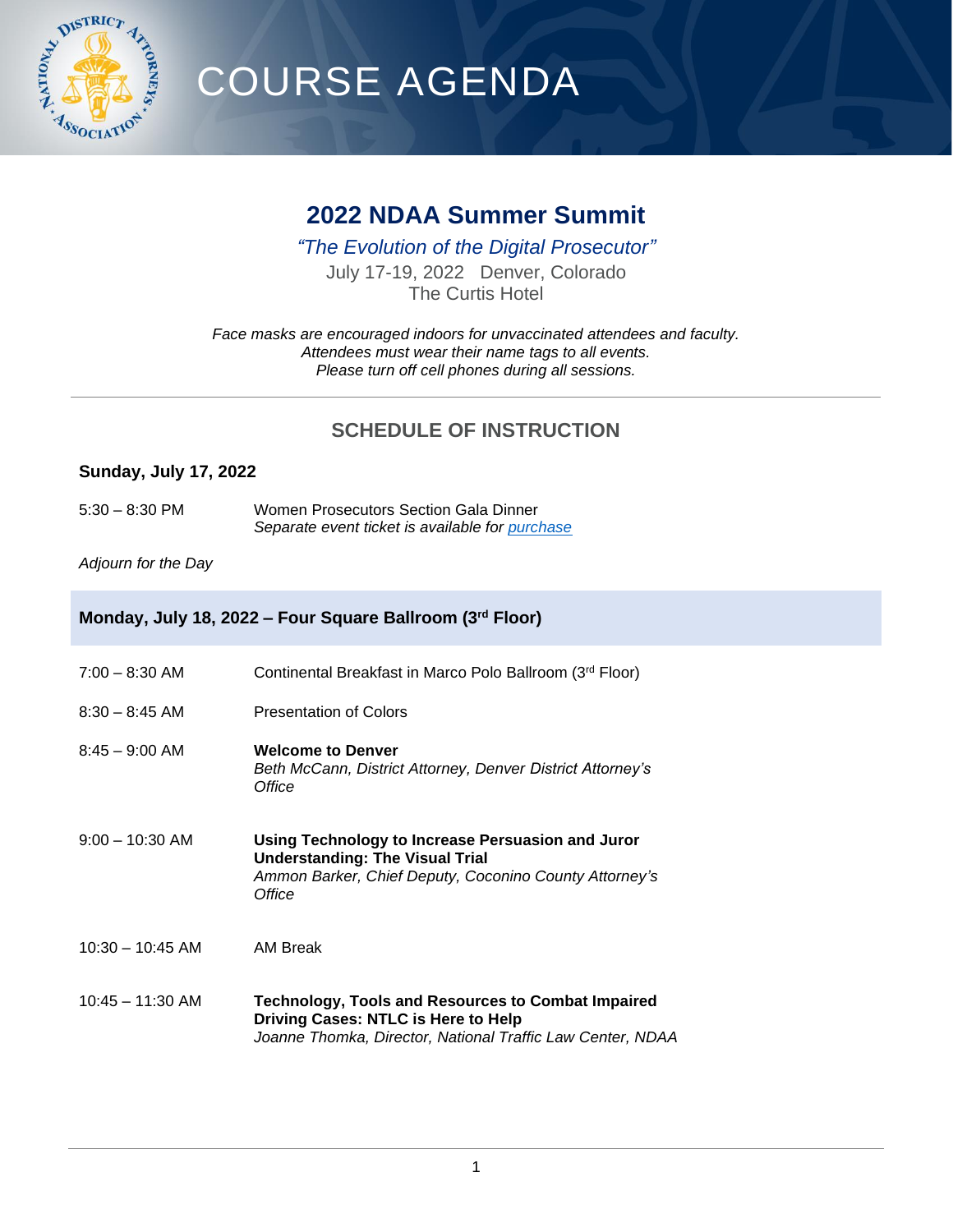# COURSE AGENDA

## 2022 NDAA Summer Summit

*"The Evolution of the Digital Prosecutor"*

July 17-19, 2022   Denver, Colorado

The Curtis Hotel

*Face masks are encouraged indoors for unvaccinated attendees and faculty.*
*Attendees must wear their name tags to all events.*
*Please turn off cell phones during all sessions.*

---

## SCHEDULE OF INSTRUCTION

### Sunday, July 17, 2022

5:30 – 8:30 PM — Women Prosecutors Section Gala Dinner
*Separate event ticket is available for purchase*

*Adjourn for the Day*

### Monday, July 18, 2022 – Four Square Ballroom (3rd Floor)

7:00 – 8:30 AM — Continental Breakfast in Marco Polo Ballroom (3rd Floor)

8:30 – 8:45 AM — Presentation of Colors

8:45 – 9:00 AM — **Welcome to Denver**
*Beth McCann, District Attorney, Denver District Attorney's Office*

9:00 – 10:30 AM — **Using Technology to Increase Persuasion and Juror Understanding: The Visual Trial**
*Ammon Barker, Chief Deputy, Coconino County Attorney's Office*

10:30 – 10:45 AM — AM Break

10:45 – 11:30 AM — **Technology, Tools and Resources to Combat Impaired Driving Cases: NTLC is Here to Help**
*Joanne Thomka, Director, National Traffic Law Center, NDAA*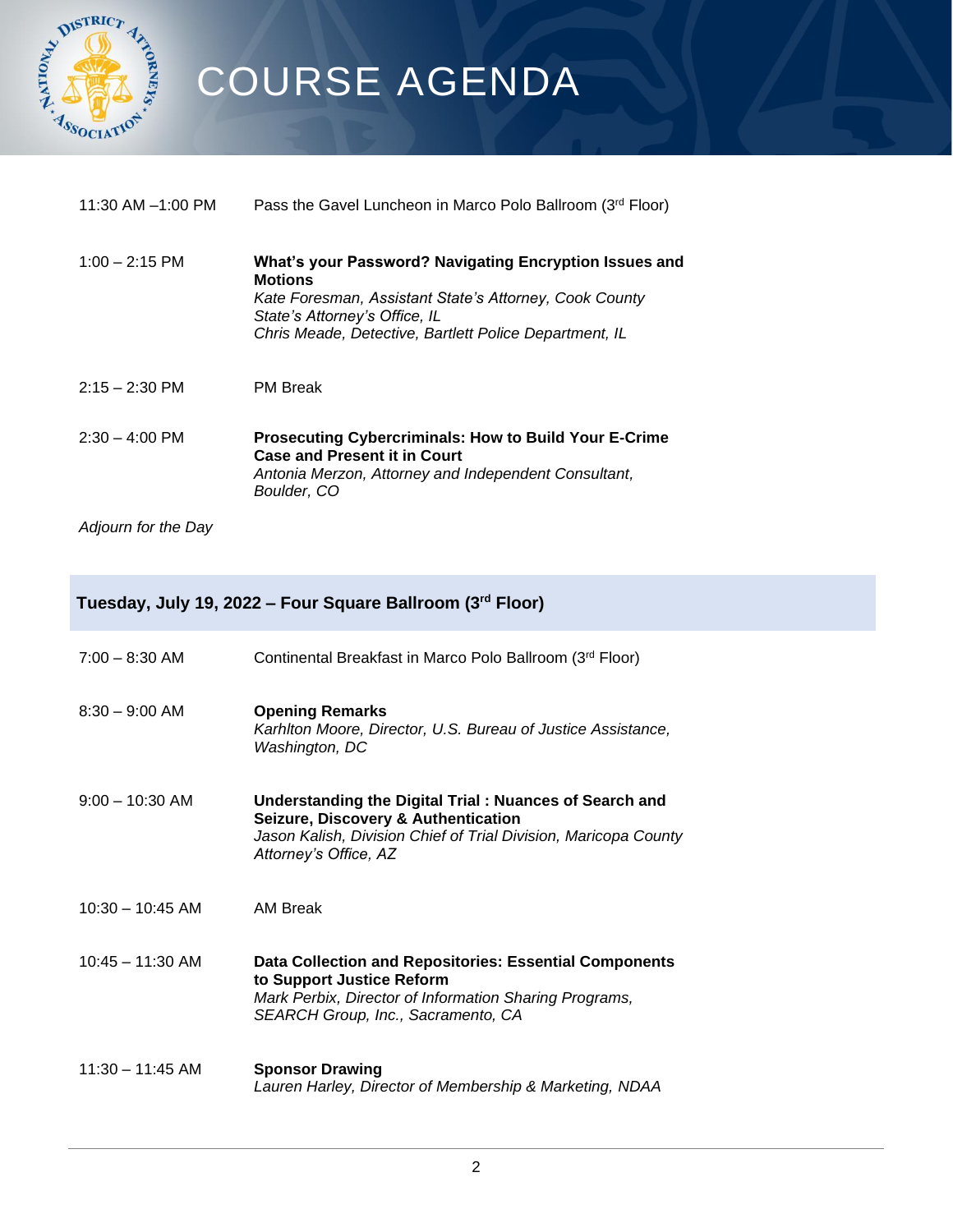# COURSE AGENDA

11:30 AM –1:00 PM Pass the Gavel Luncheon in Marco Polo Ballroom (3rd Floor)

1:00 – 2:15 PM **What's your Password? Navigating Encryption Issues and Motions**
*Kate Foresman, Assistant State's Attorney, Cook County State's Attorney's Office, IL*
*Chris Meade, Detective, Bartlett Police Department, IL*

2:15 – 2:30 PM PM Break

2:30 – 4:00 PM **Prosecuting Cybercriminals: How to Build Your E-Crime Case and Present it in Court**
*Antonia Merzon, Attorney and Independent Consultant, Boulder, CO*

*Adjourn for the Day*

## Tuesday, July 19, 2022 – Four Square Ballroom (3rd Floor)

7:00 – 8:30 AM Continental Breakfast in Marco Polo Ballroom (3rd Floor)

8:30 – 9:00 AM **Opening Remarks**
*Karhlton Moore, Director, U.S. Bureau of Justice Assistance, Washington, DC*

9:00 – 10:30 AM **Understanding the Digital Trial : Nuances of Search and Seizure, Discovery & Authentication**
*Jason Kalish, Division Chief of Trial Division, Maricopa County Attorney's Office, AZ*

10:30 – 10:45 AM AM Break

10:45 – 11:30 AM **Data Collection and Repositories: Essential Components to Support Justice Reform**
*Mark Perbix, Director of Information Sharing Programs, SEARCH Group, Inc., Sacramento, CA*

11:30 – 11:45 AM **Sponsor Drawing**
*Lauren Harley, Director of Membership & Marketing, NDAA*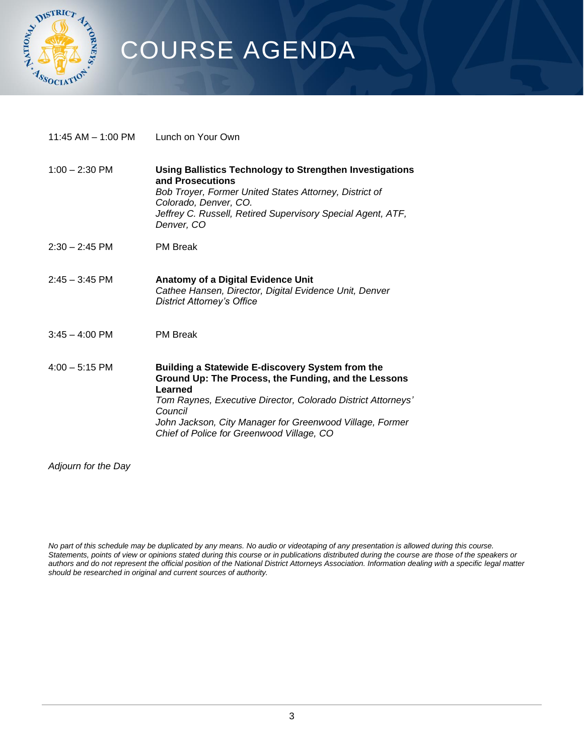# COURSE AGENDA

| | |
|---|---|
| 11:45 AM – 1:00 PM | Lunch on Your Own |
| 1:00 – 2:30 PM | **Using Ballistics Technology to Strengthen Investigations and Prosecutions**<br>*Bob Troyer, Former United States Attorney, District of Colorado, Denver, CO.*<br>*Jeffrey C. Russell, Retired Supervisory Special Agent, ATF, Denver, CO* |
| 2:30 – 2:45 PM | PM Break |
| 2:45 – 3:45 PM | **Anatomy of a Digital Evidence Unit**<br>*Cathee Hansen, Director, Digital Evidence Unit, Denver District Attorney's Office* |
| 3:45 – 4:00 PM | PM Break |
| 4:00 – 5:15 PM | **Building a Statewide E-discovery System from the Ground Up: The Process, the Funding, and the Lessons Learned**<br>*Tom Raynes, Executive Director, Colorado District Attorneys' Council*<br>*John Jackson, City Manager for Greenwood Village, Former Chief of Police for Greenwood Village, CO* |

*Adjourn for the Day*

*No part of this schedule may be duplicated by any means. No audio or videotaping of any presentation is allowed during this course. Statements, points of view or opinions stated during this course or in publications distributed during the course are those of the speakers or authors and do not represent the official position of the National District Attorneys Association. Information dealing with a specific legal matter should be researched in original and current sources of authority.*